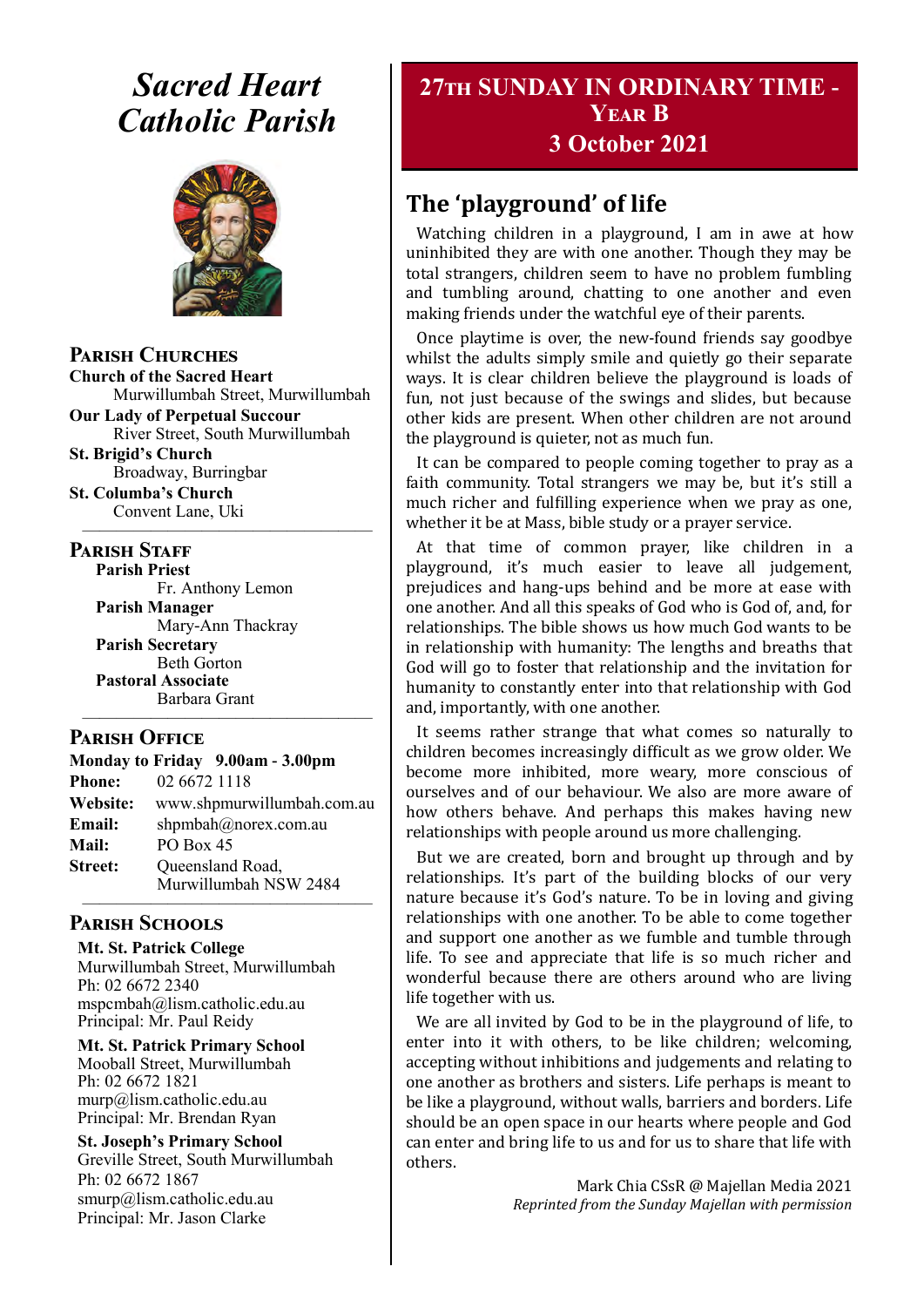# Sacred Heart Catholic Parish

## Parish Churches

**Church of the Sacred Heart**
Murwillumbah Street, Murwillumbah

**Our Lady of Perpetual Succour**
River Street, South Murwillumbah

**St. Brigid's Church**
Broadway, Burringbar

**St. Columba's Church**
Convent Lane, Uki

## Parish Staff

**Parish Priest**
Fr. Anthony Lemon

**Parish Manager**
Mary-Ann Thackray

**Parish Secretary**
Beth Gorton

**Pastoral Associate**
Barbara Grant

## Parish Office

**Monday to Friday 9.00am - 3.00pm**

**Phone:** 02 6672 1118
**Website:** www.shpmurwillumbah.com.au
**Email:** shpmbah@norex.com.au
**Mail:** PO Box 45
**Street:** Queensland Road, Murwillumbah NSW 2484

## Parish Schools

**Mt. St. Patrick College**
Murwillumbah Street, Murwillumbah
Ph: 02 6672 2340
mspcmbah@lism.catholic.edu.au
Principal: Mr. Paul Reidy

**Mt. St. Patrick Primary School**
Mooball Street, Murwillumbah
Ph: 02 6672 1821
murp@lism.catholic.edu.au
Principal: Mr. Brendan Ryan

**St. Joseph's Primary School**
Greville Street, South Murwillumbah
Ph: 02 6672 1867
smurp@lism.catholic.edu.au
Principal: Mr. Jason Clarke

# 27th Sunday in Ordinary Time - Year B
## 3 October 2021

## The 'playground' of life

Watching children in a playground, I am in awe at how uninhibited they are with one another. Though they may be total strangers, children seem to have no problem fumbling and tumbling around, chatting to one another and even making friends under the watchful eye of their parents.

Once playtime is over, the new-found friends say goodbye whilst the adults simply smile and quietly go their separate ways. It is clear children believe the playground is loads of fun, not just because of the swings and slides, but because other kids are present. When other children are not around the playground is quieter, not as much fun.

It can be compared to people coming together to pray as a faith community. Total strangers we may be, but it's still a much richer and fulfilling experience when we pray as one, whether it be at Mass, bible study or a prayer service.

At that time of common prayer, like children in a playground, it's much easier to leave all judgement, prejudices and hang-ups behind and be more at ease with one another. And all this speaks of God who is God of, and, for relationships. The bible shows us how much God wants to be in relationship with humanity: The lengths and breaths that God will go to foster that relationship and the invitation for humanity to constantly enter into that relationship with God and, importantly, with one another.

It seems rather strange that what comes so naturally to children becomes increasingly difficult as we grow older. We become more inhibited, more weary, more conscious of ourselves and of our behaviour. We also are more aware of how others behave. And perhaps this makes having new relationships with people around us more challenging.

But we are created, born and brought up through and by relationships. It's part of the building blocks of our very nature because it's God's nature. To be in loving and giving relationships with one another. To be able to come together and support one another as we fumble and tumble through life. To see and appreciate that life is so much richer and wonderful because there are others around who are living life together with us.

We are all invited by God to be in the playground of life, to enter into it with others, to be like children; welcoming, accepting without inhibitions and judgements and relating to one another as brothers and sisters. Life perhaps is meant to be like a playground, without walls, barriers and borders. Life should be an open space in our hearts where people and God can enter and bring life to us and for us to share that life with others.

Mark Chia CSsR @ Majellan Media 2021
*Reprinted from the Sunday Majellan with permission*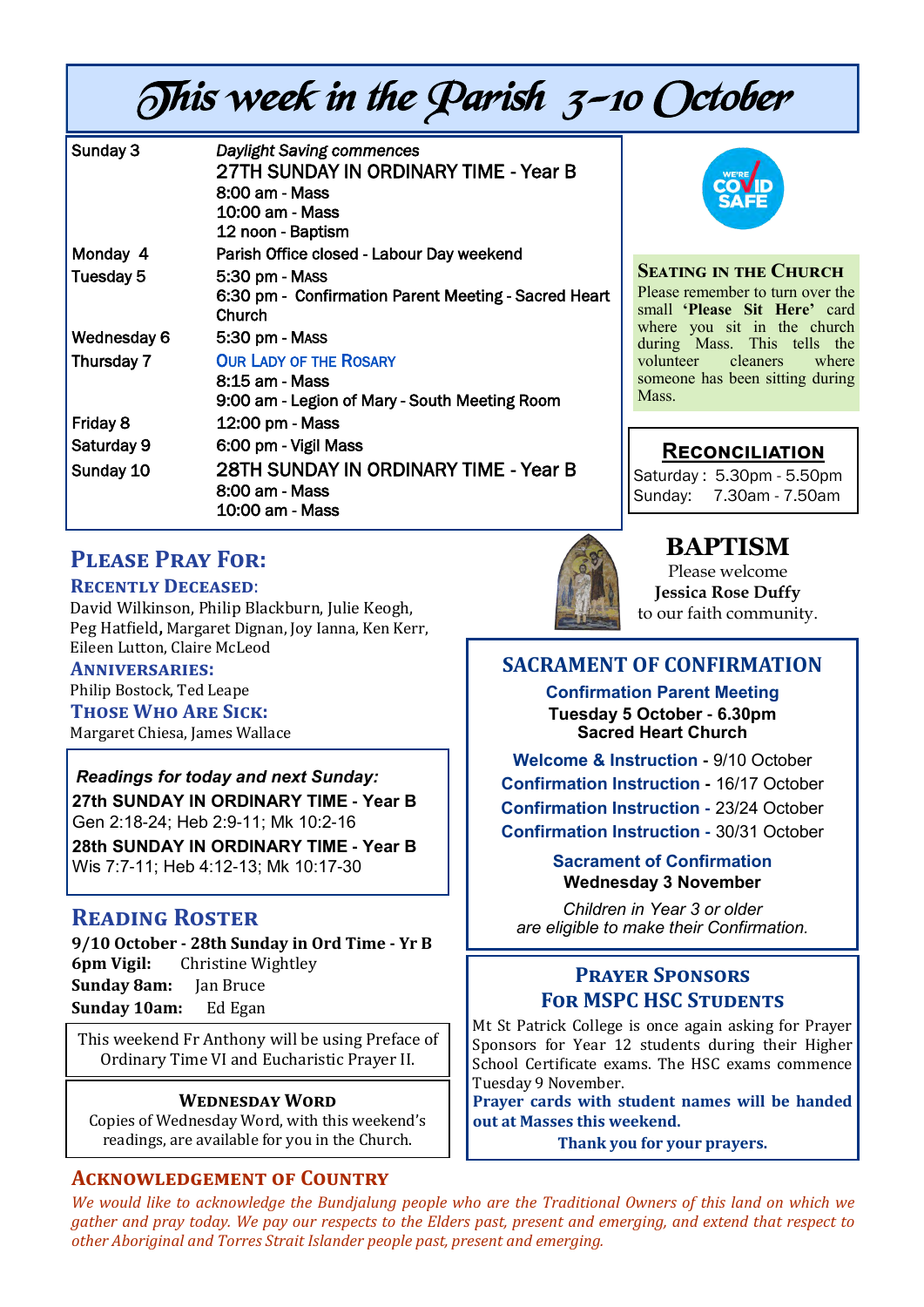# This week in the Parish 3-10 October

| | |
|---|---|
| Sunday 3 | *Daylight Saving commences*<br>27TH SUNDAY IN ORDINARY TIME - Year B<br>8:00 am - Mass<br>10:00 am - Mass<br>12 noon - Baptism |
| Monday 4 | Parish Office closed - Labour Day weekend |
| Tuesday 5 | 5:30 pm - Mass<br>6:30 pm - Confirmation Parent Meeting - Sacred Heart Church |
| Wednesday 6 | 5:30 pm - Mass |
| Thursday 7 | Our Lady of the Rosary<br>8:15 am - Mass<br>9:00 am - Legion of Mary - South Meeting Room |
| Friday 8 | 12:00 pm - Mass |
| Saturday 9 | 6:00 pm - Vigil Mass |
| Sunday 10 | 28TH SUNDAY IN ORDINARY TIME - Year B<br>8:00 am - Mass<br>10:00 am - Mass |

## Seating in the Church

Please remember to turn over the small **'Please Sit Here'** card where you sit in the church during Mass. This tells the volunteer cleaners where someone has been sitting during Mass.

## Reconciliation

Saturday : 5.30pm - 5.50pm
Sunday: 7.30am - 7.50am

## BAPTISM

Please welcome
**Jessica Rose Duffy**
to our faith community.

## Please Pray For:

### Recently Deceased:

David Wilkinson, Philip Blackburn, Julie Keogh, Peg Hatfield, Margaret Dignan, Joy Ianna, Ken Kerr, Eileen Lutton, Claire McLeod

### Anniversaries:

Philip Bostock, Ted Leape

### Those Who Are Sick:

Margaret Chiesa, James Wallace

***Readings for today and next Sunday:***

**27th SUNDAY IN ORDINARY TIME - Year B**
Gen 2:18-24; Heb 2:9-11; Mk 10:2-16

**28th SUNDAY IN ORDINARY TIME - Year B**
Wis 7:7-11; Heb 4:12-13; Mk 10:17-30

## Reading Roster

**9/10 October - 28th Sunday in Ord Time - Yr B**
**6pm Vigil:** Christine Wightley
**Sunday 8am:** Jan Bruce
**Sunday 10am:** Ed Egan

This weekend Fr Anthony will be using Preface of Ordinary Time VI and Eucharistic Prayer II.

### Wednesday Word

Copies of Wednesday Word, with this weekend's readings, are available for you in the Church.

## SACRAMENT OF CONFIRMATION

**Confirmation Parent Meeting**
**Tuesday 5 October - 6.30pm**
**Sacred Heart Church**

**Welcome & Instruction** - 9/10 October
**Confirmation Instruction** - 16/17 October
**Confirmation Instruction** - 23/24 October
**Confirmation Instruction** - 30/31 October

**Sacrament of Confirmation**
**Wednesday 3 November**

*Children in Year 3 or older are eligible to make their Confirmation.*

## Prayer Sponsors For MSPC HSC Students

Mt St Patrick College is once again asking for Prayer Sponsors for Year 12 students during their Higher School Certificate exams. The HSC exams commence Tuesday 9 November.

**Prayer cards with student names will be handed out at Masses this weekend.**

**Thank you for your prayers.**

## Acknowledgement of Country

*We would like to acknowledge the Bundjalung people who are the Traditional Owners of this land on which we gather and pray today. We pay our respects to the Elders past, present and emerging, and extend that respect to other Aboriginal and Torres Strait Islander people past, present and emerging.*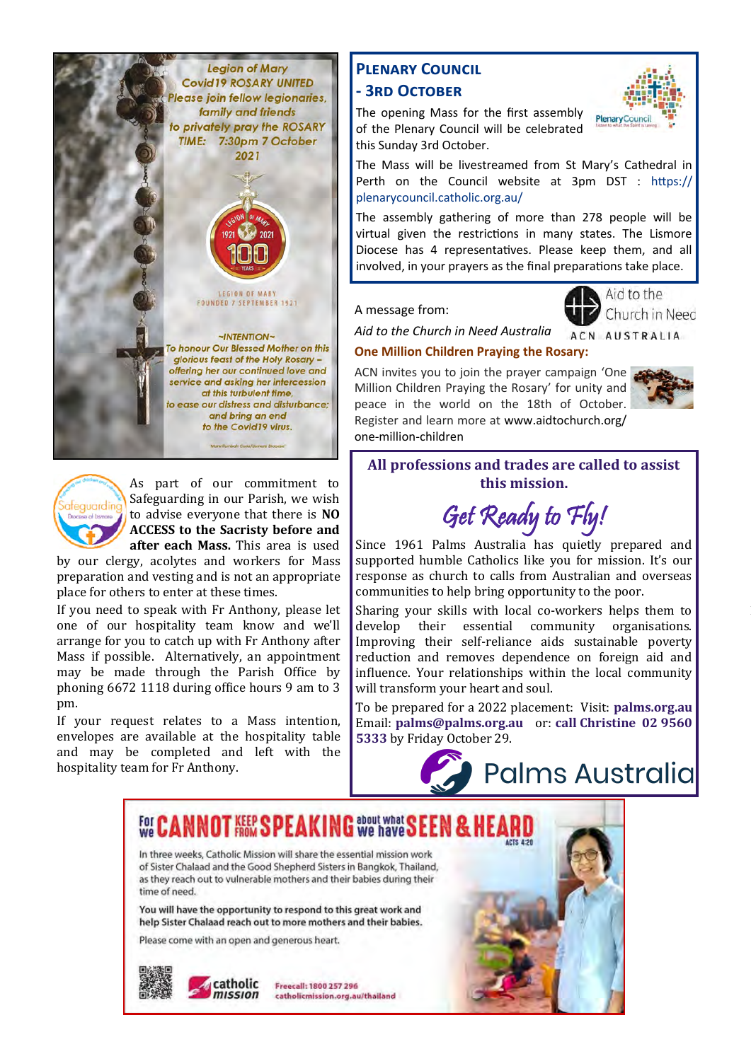Legion of Mary
Covid19 ROSARY UNITED
Please join fellow legionaries, family and friends to privately pray the ROSARY
TIME: 7:30pm 7 October 2021

LEGION OF MARY 1921 2021 100 YEARS

LEGION OF MARY FOUNDED 7 SEPTEMBER 1921

~INTENTION~
To honour Our Blessed Mother on this glorious feast of the Holy Rosary – offering her our continued love and service and asking her intercession at this turbulent time, to ease our distress and disturbance; and bring an end to the Covid19 virus.

As part of our commitment to Safeguarding in our Parish, we wish to advise everyone that there is **NO ACCESS to the Sacristy before and after each Mass.** This area is used by our clergy, acolytes and workers for Mass preparation and vesting and is not an appropriate place for others to enter at these times.

If you need to speak with Fr Anthony, please let one of our hospitality team know and we'll arrange for you to catch up with Fr Anthony after Mass if possible. Alternatively, an appointment may be made through the Parish Office by phoning 6672 1118 during office hours 9 am to 3 pm.

If your request relates to a Mass intention, envelopes are available at the hospitality table and may be completed and left with the hospitality team for Fr Anthony.

## Plenary Council - 3rd October

The opening Mass for the first assembly of the Plenary Council will be celebrated this Sunday 3rd October.

The Mass will be livestreamed from St Mary's Cathedral in Perth on the Council website at 3pm DST : https://plenarycouncil.catholic.org.au/

The assembly gathering of more than 278 people will be virtual given the restrictions in many states. The Lismore Diocese has 4 representatives. Please keep them, and all involved, in your prayers as the final preparations take place.

A message from:

*Aid to the Church in Need Australia*

**One Million Children Praying the Rosary:**

ACN invites you to join the prayer campaign 'One Million Children Praying the Rosary' for unity and peace in the world on the 18th of October. Register and learn more at www.aidtochurch.org/one-million-children

**All professions and trades are called to assist this mission.**

*Get Ready to Fly!*

Since 1961 Palms Australia has quietly prepared and supported humble Catholics like you for mission. It's our response as church to calls from Australian and overseas communities to help bring opportunity to the poor.

Sharing your skills with local co-workers helps them to develop their essential community organisations. Improving their self-reliance aids sustainable poverty reduction and removes dependence on foreign aid and influence. Your relationships within the local community will transform your heart and soul.

To be prepared for a 2022 placement: Visit: **palms.org.au** Email: **palms@palms.org.au** or: **call Christine 02 9560 5333** by Friday October 29.

Palms Australia

**For we CANNOT KEEP FROM SPEAKING about what we have SEEN & HEARD** ACTS 4:20

In three weeks, Catholic Mission will share the essential mission work of Sister Chalaad and the Good Shepherd Sisters in Bangkok, Thailand, as they reach out to vulnerable mothers and their babies during their time of need.

You will have the opportunity to respond to this great work and help Sister Chalaad reach out to more mothers and their babies.

Please come with an open and generous heart.

catholic mission — Freecall: 1800 257 296 — catholicmission.org.au/thailand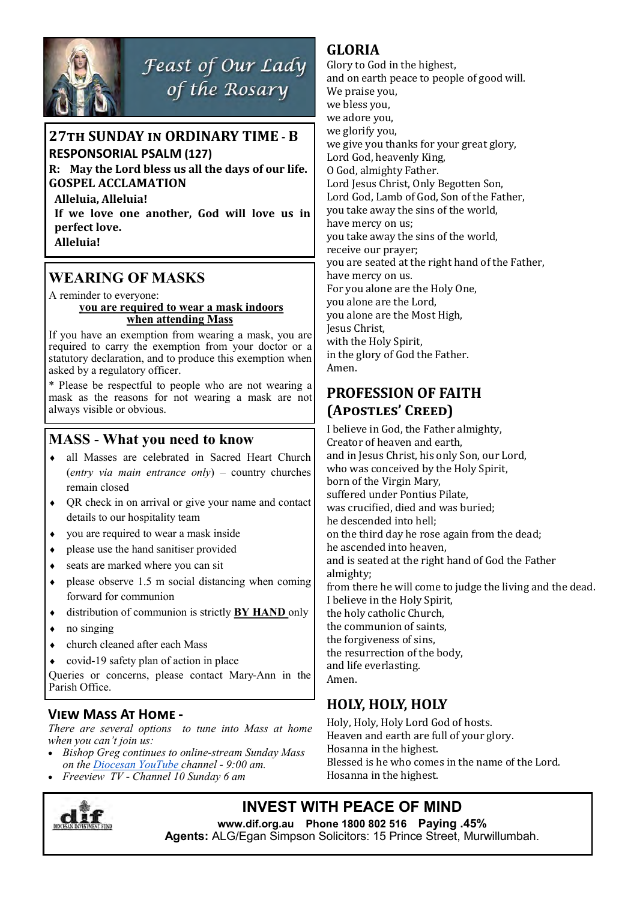# Feast of Our Lady of the Rosary

## 27TH SUNDAY IN ORDINARY TIME - B

**RESPONSORIAL PSALM (127)**

**R: May the Lord bless us all the days of our life.**

**GOSPEL ACCLAMATION**

**Alleluia, Alleluia!**
**If we love one another, God will love us in perfect love.**
**Alleluia!**

## WEARING OF MASKS

A reminder to everyone:

**you are required to wear a mask indoors when attending Mass**

If you have an exemption from wearing a mask, you are required to carry the exemption from your doctor or a statutory declaration, and to produce this exemption when asked by a regulatory officer.

* Please be respectful to people who are not wearing a mask as the reasons for not wearing a mask are not always visible or obvious.

## MASS - What you need to know

- all Masses are celebrated in Sacred Heart Church (*entry via main entrance only*) – country churches remain closed
- QR check in on arrival or give your name and contact details to our hospitality team
- you are required to wear a mask inside
- please use the hand sanitiser provided
- seats are marked where you can sit
- please observe 1.5 m social distancing when coming forward for communion
- distribution of communion is strictly **BY HAND** only
- no singing
- church cleaned after each Mass
- covid-19 safety plan of action in place

Queries or concerns, please contact Mary-Ann in the Parish Office.

### VIEW MASS AT HOME -

*There are several options to tune into Mass at home when you can't join us:*

- *Bishop Greg continues to online-stream Sunday Mass on the Diocesan YouTube channel - 9:00 am.*
- *Freeview TV - Channel 10 Sunday 6 am*

## GLORIA

Glory to God in the highest,
and on earth peace to people of good will.
We praise you,
we bless you,
we adore you,
we glorify you,
we give you thanks for your great glory,
Lord God, heavenly King,
O God, almighty Father.
Lord Jesus Christ, Only Begotten Son,
Lord God, Lamb of God, Son of the Father,
you take away the sins of the world,
have mercy on us;
you take away the sins of the world,
receive our prayer;
you are seated at the right hand of the Father,
have mercy on us.
For you alone are the Holy One,
you alone are the Lord,
you alone are the Most High,
Jesus Christ,
with the Holy Spirit,
in the glory of God the Father.
Amen.

## PROFESSION OF FAITH (APOSTLES' CREED)

I believe in God, the Father almighty,
Creator of heaven and earth,
and in Jesus Christ, his only Son, our Lord,
who was conceived by the Holy Spirit,
born of the Virgin Mary,
suffered under Pontius Pilate,
was crucified, died and was buried;
he descended into hell;
on the third day he rose again from the dead;
he ascended into heaven,
and is seated at the right hand of God the Father almighty;
from there he will come to judge the living and the dead.
I believe in the Holy Spirit,
the holy catholic Church,
the communion of saints,
the forgiveness of sins,
the resurrection of the body,
and life everlasting.
Amen.

## HOLY, HOLY, HOLY

Holy, Holy, Holy Lord God of hosts.
Heaven and earth are full of your glory.
Hosanna in the highest.
Blessed is he who comes in the name of the Lord.
Hosanna in the highest.

## INVEST WITH PEACE OF MIND

**www.dif.org.au Phone 1800 802 516 Paying .45%**

**Agents:** ALG/Egan Simpson Solicitors: 15 Prince Street, Murwillumbah.